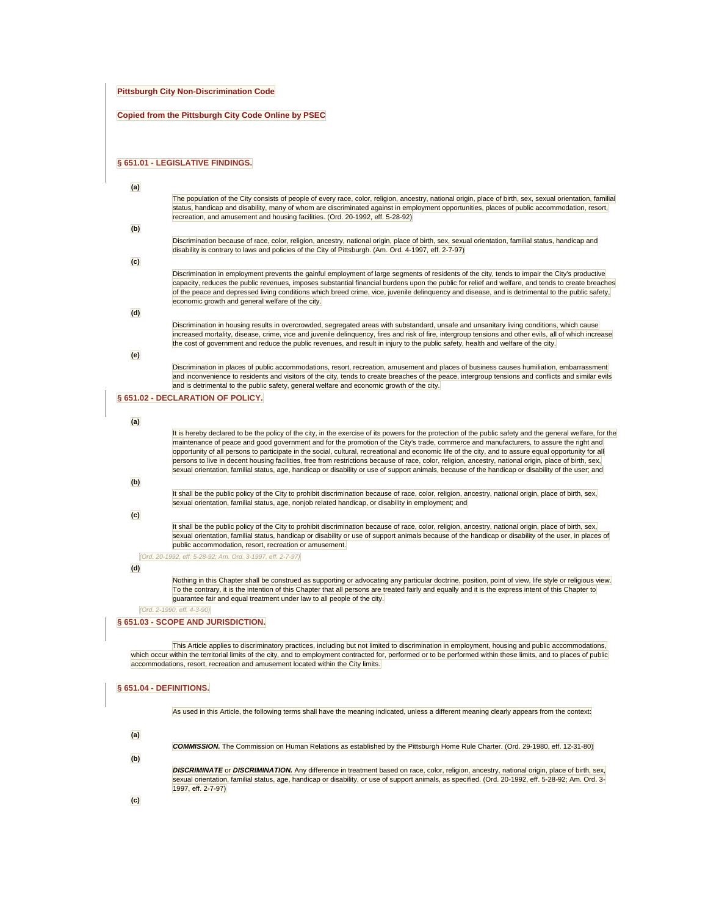**Pittsburgh City Non-Discrimination Code**

**Copied from the Pittsburgh City Code Online by PSEC**

## § 651.01 - LEGISLATIVE FINDINGS.

**(a)**

The population of the City consists of people of every race, color, religion, ancestry, national origin, place of birth, sex, sexual orientation, familial status, handicap and disability, many of whom are discriminated against in employment opportunities, places of public accommodation, resort, recreation, and amusement and housing facilities. (Ord. 20-1992, eff. 5-28-92)

**(b)**

Discrimination because of race, color, religion, ancestry, national origin, place of birth, sex, sexual orientation, familial status, handicap and disability is contrary to laws and policies of the City of Pittsburgh. (Am. Ord. 4-1997, eff. 2-7-97)

**(c)**

Discrimination in employment prevents the gainful employment of large segments of residents of the city, tends to impair the City's productive capacity, reduces the public revenues, imposes substantial financial burdens upon the public for relief and welfare, and tends to create breaches of the peace and depressed living conditions which breed crime, vice, juvenile delinquency and disease, and is detrimental to the public safety, economic growth and general welfare of the city.

**(d)**

Discrimination in housing results in overcrowded, segregated areas with substandard, unsafe and unsanitary living conditions, which cause increased mortality, disease, crime, vice and juvenile delinquency, fires and risk of fire, intergroup tensions and other evils, all of which increase the cost of government and reduce the public revenues, and result in injury to the public safety, health and welfare of the city.

**(e)**

Discrimination in places of public accommodations, resort, recreation, amusement and places of business causes humiliation, embarrassment and inconvenience to residents and visitors of the city, tends to create breaches of the peace, intergroup tensions and conflicts and similar evils and is detrimental to the public safety, general welfare and economic growth of the city.

## § 651.02 - DECLARATION OF POLICY.

**(a)**

It is hereby declared to be the policy of the city, in the exercise of its powers for the protection of the public safety and the general welfare, for the maintenance of peace and good government and for the promotion of the City's trade, commerce and manufacturers, to assure the right and opportunity of all persons to participate in the social, cultural, recreational and economic life of the city, and to assure equal opportunity for all persons to live in decent housing facilities, free from restrictions because of race, color, religion, ancestry, national origin, place of birth, sex, sexual orientation, familial status, age, handicap or disability or use of support animals, because of the handicap or disability of the user; and

**(b)**

It shall be the public policy of the City to prohibit discrimination because of race, color, religion, ancestry, national origin, place of birth, sex, sexual orientation, familial status, age, nonjob related handicap, or disability in employment; and

**(c)**

It shall be the public policy of the City to prohibit discrimination because of race, color, religion, ancestry, national origin, place of birth, sex, sexual orientation, familial status, handicap or disability or use of support animals because of the handicap or disability of the user, in places of public accommodation, resort, recreation or amusement.

*(Ord. 20-1992, eff. 5-28-92; Am. Ord. 3-1997, eff. 2-7-97)*

**(d)**

Nothing in this Chapter shall be construed as supporting or advocating any particular doctrine, position, point of view, life style or religious view. To the contrary, it is the intention of this Chapter that all persons are treated fairly and equally and it is the express intent of this Chapter to guarantee fair and equal treatment under law to all people of the city.

*(Ord. 2-1990, eff. 4-3-90)*

## § 651.03 - SCOPE AND JURISDICTION.

This Article applies to discriminatory practices, including but not limited to discrimination in employment, housing and public accommodations, which occur within the territorial limits of the city, and to employment contracted for, performed or to be performed within these limits, and to places of public accommodations, resort, recreation and amusement located within the City limits.

## § 651.04 - DEFINITIONS.

As used in this Article, the following terms shall have the meaning indicated, unless a different meaning clearly appears from the context:

**(a)**

***COMMISSION.*** The Commission on Human Relations as established by the Pittsburgh Home Rule Charter. (Ord. 29-1980, eff. 12-31-80)

**(b)**

***DISCRIMINATE*** or ***DISCRIMINATION.*** Any difference in treatment based on race, color, religion, ancestry, national origin, place of birth, sex, sexual orientation, familial status, age, handicap or disability, or use of support animals, as specified. (Ord. 20-1992, eff. 5-28-92; Am. Ord. 3-1997, eff. 2-7-97)

**(c)**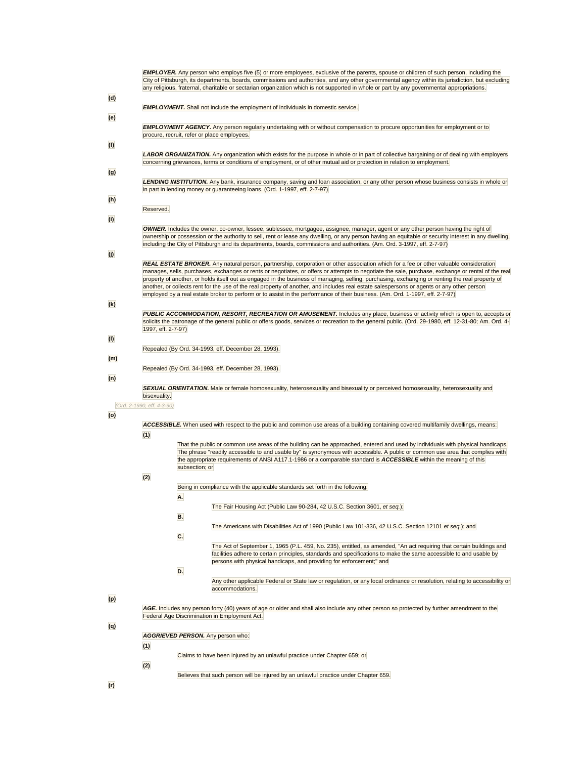***EMPLOYER.*** Any person who employs five (5) or more employees, exclusive of the parents, spouse or children of such person, including the City of Pittsburgh, its departments, boards, commissions and authorities, and any other governmental agency within its jurisdiction, but excluding any religious, fraternal, charitable or sectarian organization which is not supported in whole or part by any governmental appropriations.

**(d)**

***EMPLOYMENT.*** Shall not include the employment of individuals in domestic service.

**(e)**

***EMPLOYMENT AGENCY.*** Any person regularly undertaking with or without compensation to procure opportunities for employment or to procure, recruit, refer or place employees.

**(f)**

***LABOR ORGANIZATION.*** Any organization which exists for the purpose in whole or in part of collective bargaining or of dealing with employers concerning grievances, terms or conditions of employment, or of other mutual aid or protection in relation to employment.

**(g)**

***LENDING INSTITUTION.*** Any bank, insurance company, saving and loan association, or any other person whose business consists in whole or in part in lending money or guaranteeing loans. (Ord. 1-1997, eff. 2-7-97)

**(h)**

Reserved.

**(i)**

***OWNER.*** Includes the owner, co-owner, lessee, sublessee, mortgagee, assignee, manager, agent or any other person having the right of ownership or possession or the authority to sell, rent or lease any dwelling, or any person having an equitable or security interest in any dwelling, including the City of Pittsburgh and its departments, boards, commissions and authorities. (Am. Ord. 3-1997, eff. 2-7-97)

**(j)**

***REAL ESTATE BROKER.*** Any natural person, partnership, corporation or other association which for a fee or other valuable consideration manages, sells, purchases, exchanges or rents or negotiates, or offers or attempts to negotiate the sale, purchase, exchange or rental of the real property of another, or holds itself out as engaged in the business of managing, selling, purchasing, exchanging or renting the real property of another, or collects rent for the use of the real property of another, and includes real estate salespersons or agents or any other person employed by a real estate broker to perform or to assist in the performance of their business. (Am. Ord. 1-1997, eff. 2-7-97)

**(k)**

***PUBLIC ACCOMMODATION, RESORT, RECREATION OR AMUSEMENT.*** Includes any place, business or activity which is open to, accepts or solicits the patronage of the general public or offers goods, services or recreation to the general public. (Ord. 29-1980, eff. 12-31-80; Am. Ord. 4-1997, eff. 2-7-97)

**(l)**

Repealed (By Ord. 34-1993, eff. December 28, 1993).

**(m)**

Repealed (By Ord. 34-1993, eff. December 28, 1993).

**(n)**

***SEXUAL ORIENTATION.*** Male or female homosexuality, heterosexuality and bisexuality or perceived homosexuality, heterosexuality and bisexuality.

*(Ord. 2-1990, eff. 4-3-90)*

**(o)**

***ACCESSIBLE.*** When used with respect to the public and common use areas of a building containing covered multifamily dwellings, means:

**(1)**

That the public or common use areas of the building can be approached, entered and used by individuals with physical handicaps. The phrase "readily accessible to and usable by" is synonymous with accessible. A public or common use area that complies with the appropriate requirements of ANSI A117.1-1986 or a comparable standard is ***ACCESSIBLE*** within the meaning of this subsection; or

**(2)**

Being in compliance with the applicable standards set forth in the following:

**A.**

The Fair Housing Act (Public Law 90-284, 42 U.S.C. Section 3601, *et seq.*);

**B.**

The Americans with Disabilities Act of 1990 (Public Law 101-336, 42 U.S.C. Section 12101 *et seq.*); and

**C.**

The Act of September 1, 1965 (P.L. 459, No. 235), entitled, as amended, "An act requiring that certain buildings and facilities adhere to certain principles, standards and specifications to make the same accessible to and usable by persons with physical handicaps, and providing for enforcement;" and

**D.**

Any other applicable Federal or State law or regulation, or any local ordinance or resolution, relating to accessibility or accommodations.

**(p)**

***AGE.*** Includes any person forty (40) years of age or older and shall also include any other person so protected by further amendment to the Federal Age Discrimination in Employment Act.

**(q)**

***AGGRIEVED PERSON.*** Any person who:

**(1)**

Claims to have been injured by an unlawful practice under Chapter 659; or

**(2)**

Believes that such person will be injured by an unlawful practice under Chapter 659.

**(r)**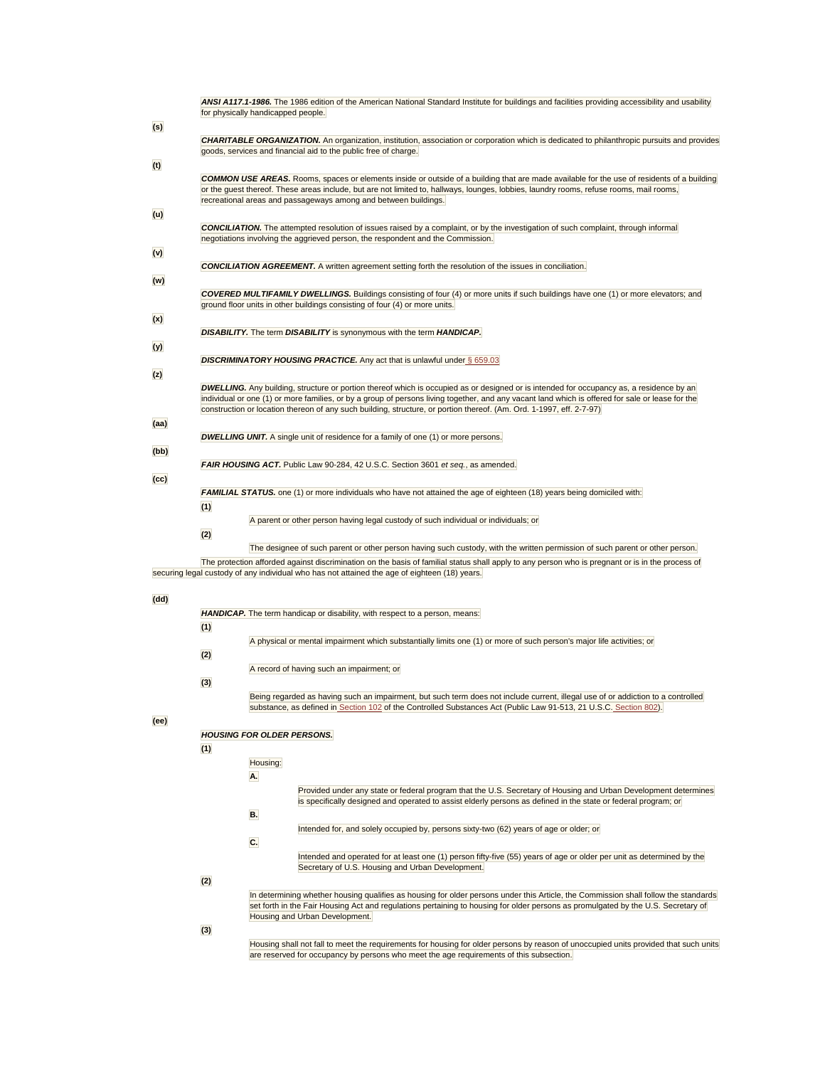***ANSI A117.1-1986.*** The 1986 edition of the American National Standard Institute for buildings and facilities providing accessibility and usability for physically handicapped people.

**(s)**

***CHARITABLE ORGANIZATION.*** An organization, institution, association or corporation which is dedicated to philanthropic pursuits and provides goods, services and financial aid to the public free of charge.

**(t)**

***COMMON USE AREAS.*** Rooms, spaces or elements inside or outside of a building that are made available for the use of residents of a building or the guest thereof. These areas include, but are not limited to, hallways, lounges, lobbies, laundry rooms, refuse rooms, mail rooms, recreational areas and passageways among and between buildings.

**(u)**

***CONCILIATION.*** The attempted resolution of issues raised by a complaint, or by the investigation of such complaint, through informal negotiations involving the aggrieved person, the respondent and the Commission.

**(v)**

***CONCILIATION AGREEMENT.*** A written agreement setting forth the resolution of the issues in conciliation.

**(w)**

***COVERED MULTIFAMILY DWELLINGS.*** Buildings consisting of four (4) or more units if such buildings have one (1) or more elevators; and ground floor units in other buildings consisting of four (4) or more units.

**(x)**

***DISABILITY.*** The term ***DISABILITY*** is synonymous with the term ***HANDICAP.***

**(y)**

***DISCRIMINATORY HOUSING PRACTICE.*** Any act that is unlawful under § 659.03

**(z)**

***DWELLING.*** Any building, structure or portion thereof which is occupied as or designed or is intended for occupancy as, a residence by an individual or one (1) or more families, or by a group of persons living together, and any vacant land which is offered for sale or lease for the construction or location thereon of any such building, structure, or portion thereof. (Am. Ord. 1-1997, eff. 2-7-97)

**(aa)**

***DWELLING UNIT.*** A single unit of residence for a family of one (1) or more persons.

**(bb)**

***FAIR HOUSING ACT.*** Public Law 90-284, 42 U.S.C. Section 3601 *et seq.*, as amended.

**(cc)**

***FAMILIAL STATUS.*** one (1) or more individuals who have not attained the age of eighteen (18) years being domiciled with:

**(1)**

A parent or other person having legal custody of such individual or individuals; or

**(2)**

The designee of such parent or other person having such custody, with the written permission of such parent or other person.

The protection afforded against discrimination on the basis of familial status shall apply to any person who is pregnant or is in the process of securing legal custody of any individual who has not attained the age of eighteen (18) years.

**(dd)**

***HANDICAP.*** The term handicap or disability, with respect to a person, means:

**(1)**

A physical or mental impairment which substantially limits one (1) or more of such person's major life activities; or

**(2)**

A record of having such an impairment; or

**(3)**

Being regarded as having such an impairment, but such term does not include current, illegal use of or addiction to a controlled substance, as defined in Section 102 of the Controlled Substances Act (Public Law 91-513, 21 U.S.C. Section 802).

**(ee)**

***HOUSING FOR OLDER PERSONS.***

**(1)**

Housing:

**A.**

Provided under any state or federal program that the U.S. Secretary of Housing and Urban Development determines is specifically designed and operated to assist elderly persons as defined in the state or federal program; or

**B.**

Intended for, and solely occupied by, persons sixty-two (62) years of age or older; or

**C.**

Intended and operated for at least one (1) person fifty-five (55) years of age or older per unit as determined by the Secretary of U.S. Housing and Urban Development.

**(2)**

In determining whether housing qualifies as housing for older persons under this Article, the Commission shall follow the standards set forth in the Fair Housing Act and regulations pertaining to housing for older persons as promulgated by the U.S. Secretary of Housing and Urban Development.

**(3)**

Housing shall not fall to meet the requirements for housing for older persons by reason of unoccupied units provided that such units are reserved for occupancy by persons who meet the age requirements of this subsection.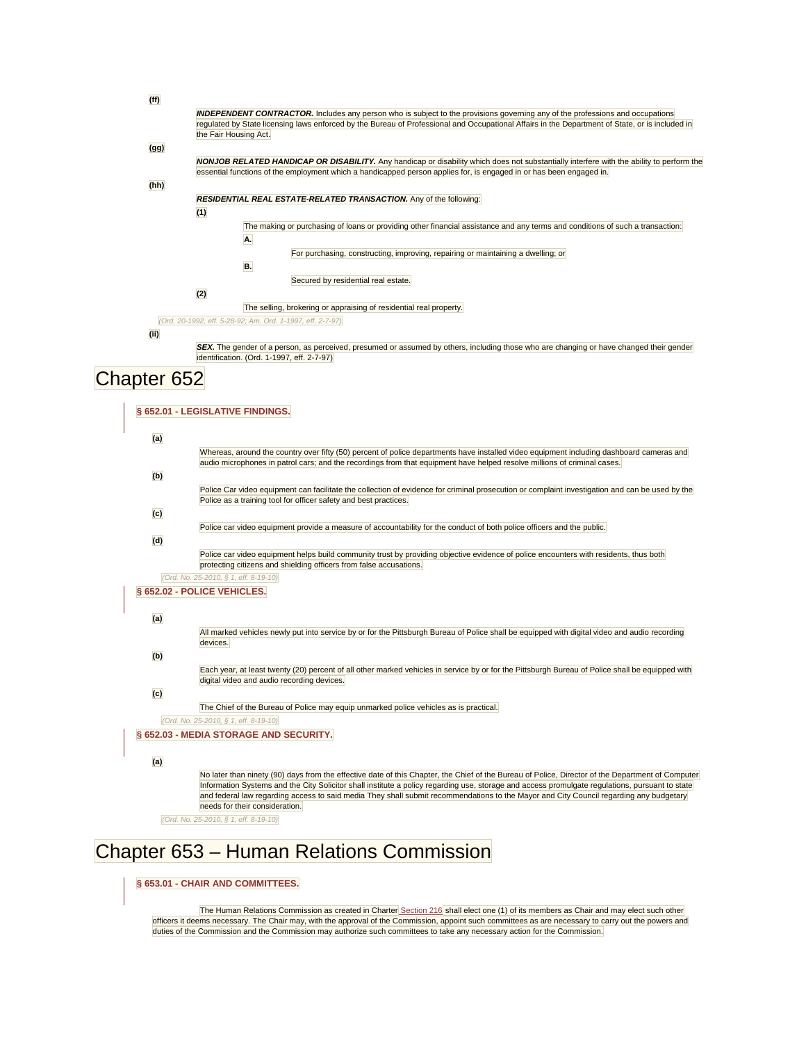(ff)

***INDEPENDENT CONTRACTOR.*** Includes any person who is subject to the provisions governing any of the professions and occupations regulated by State licensing laws enforced by the Bureau of Professional and Occupational Affairs in the Department of State, or is included in the Fair Housing Act.

(gg)

***NONJOB RELATED HANDICAP OR DISABILITY.*** Any handicap or disability which does not substantially interfere with the ability to perform the essential functions of the employment which a handicapped person applies for, is engaged in or has been engaged in.

(hh)

***RESIDENTIAL REAL ESTATE-RELATED TRANSACTION.*** Any of the following:

(1)

The making or purchasing of loans or providing other financial assistance and any terms and conditions of such a transaction:

A.

For purchasing, constructing, improving, repairing or maintaining a dwelling; or

B.

Secured by residential real estate.

(2)

The selling, brokering or appraising of residential real property.

(Ord. 20-1992, eff. 5-28-92; Am. Ord. 1-1997, eff. 2-7-97)

(ii)

***SEX.*** The gender of a person, as perceived, presumed or assumed by others, including those who are changing or have changed their gender identification. (Ord. 1-1997, eff. 2-7-97)

# Chapter 652

## § 652.01 - LEGISLATIVE FINDINGS.

(a)

Whereas, around the country over fifty (50) percent of police departments have installed video equipment including dashboard cameras and audio microphones in patrol cars; and the recordings from that equipment have helped resolve millions of criminal cases.

(b)

Police Car video equipment can facilitate the collection of evidence for criminal prosecution or complaint investigation and can be used by the Police as a training tool for officer safety and best practices.

(c)

Police car video equipment provide a measure of accountability for the conduct of both police officers and the public.

(d)

Police car video equipment helps build community trust by providing objective evidence of police encounters with residents, thus both protecting citizens and shielding officers from false accusations.

(Ord. No. 25-2010, § 1, eff. 8-19-10)

## § 652.02 - POLICE VEHICLES.

(a)

All marked vehicles newly put into service by or for the Pittsburgh Bureau of Police shall be equipped with digital video and audio recording devices.

(b)

Each year, at least twenty (20) percent of all other marked vehicles in service by or for the Pittsburgh Bureau of Police shall be equipped with digital video and audio recording devices.

(c)

The Chief of the Bureau of Police may equip unmarked police vehicles as is practical.

(Ord. No. 25-2010, § 1, eff. 8-19-10)

## § 652.03 - MEDIA STORAGE AND SECURITY.

(a)

No later than ninety (90) days from the effective date of this Chapter, the Chief of the Bureau of Police, Director of the Department of Computer Information Systems and the City Solicitor shall institute a policy regarding use, storage and access promulgate regulations, pursuant to state and federal law regarding access to said media They shall submit recommendations to the Mayor and City Council regarding any budgetary needs for their consideration.

(Ord. No. 25-2010, § 1, eff. 8-19-10)

# Chapter 653 – Human Relations Commission

## § 653.01 - CHAIR AND COMMITTEES.

The Human Relations Commission as created in Charter Section 216 shall elect one (1) of its members as Chair and may elect such other officers it deems necessary. The Chair may, with the approval of the Commission, appoint such committees as are necessary to carry out the powers and duties of the Commission and the Commission may authorize such committees to take any necessary action for the Commission.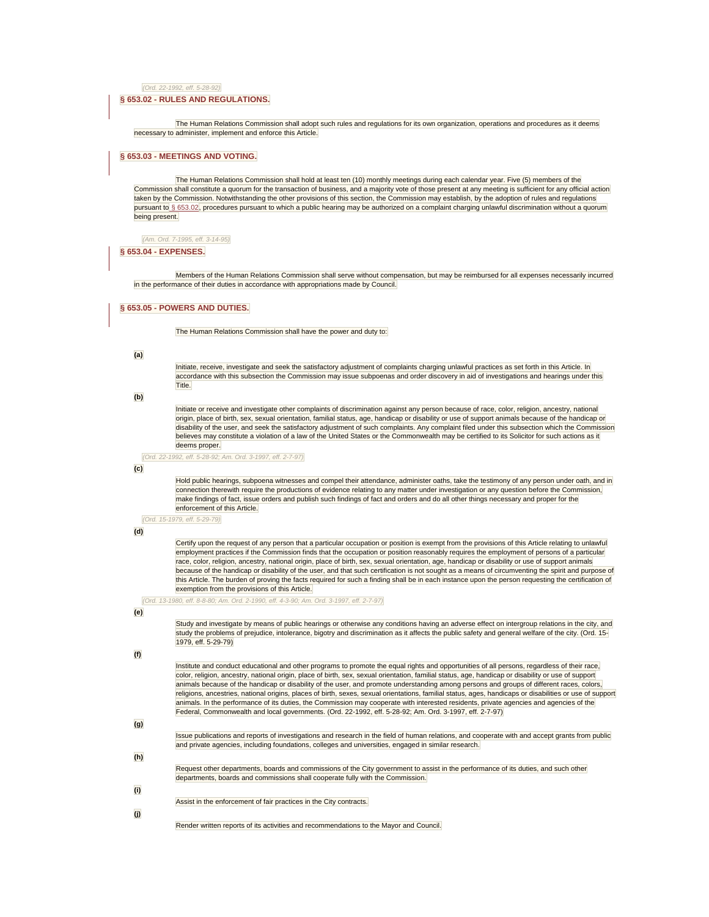*(Ord. 22-1992, eff. 5-28-92)*

## § 653.02 - RULES AND REGULATIONS.

The Human Relations Commission shall adopt such rules and regulations for its own organization, operations and procedures as it deems necessary to administer, implement and enforce this Article.

## § 653.03 - MEETINGS AND VOTING.

The Human Relations Commission shall hold at least ten (10) monthly meetings during each calendar year. Five (5) members of the Commission shall constitute a quorum for the transaction of business, and a majority vote of those present at any meeting is sufficient for any official action taken by the Commission. Notwithstanding the other provisions of this section, the Commission may establish, by the adoption of rules and regulations pursuant to § 653.02, procedures pursuant to which a public hearing may be authorized on a complaint charging unlawful discrimination without a quorum being present.

*(Am. Ord. 7-1995, eff. 3-14-95)*

## § 653.04 - EXPENSES.

Members of the Human Relations Commission shall serve without compensation, but may be reimbursed for all expenses necessarily incurred in the performance of their duties in accordance with appropriations made by Council.

## § 653.05 - POWERS AND DUTIES.

The Human Relations Commission shall have the power and duty to:

**(a)**

Initiate, receive, investigate and seek the satisfactory adjustment of complaints charging unlawful practices as set forth in this Article. In accordance with this subsection the Commission may issue subpoenas and order discovery in aid of investigations and hearings under this Title.

**(b)**

Initiate or receive and investigate other complaints of discrimination against any person because of race, color, religion, ancestry, national origin, place of birth, sex, sexual orientation, familial status, age, handicap or disability or use of support animals because of the handicap or disability of the user, and seek the satisfactory adjustment of such complaints. Any complaint filed under this subsection which the Commission believes may constitute a violation of a law of the United States or the Commonwealth may be certified to its Solicitor for such actions as it deems proper.

*(Ord. 22-1992, eff. 5-28-92; Am. Ord. 3-1997, eff. 2-7-97)*

**(c)**

Hold public hearings, subpoena witnesses and compel their attendance, administer oaths, take the testimony of any person under oath, and in connection therewith require the productions of evidence relating to any matter under investigation or any question before the Commission, make findings of fact, issue orders and publish such findings of fact and orders and do all other things necessary and proper for the enforcement of this Article.

*(Ord. 15-1979, eff. 5-29-79)*

**(d)**

Certify upon the request of any person that a particular occupation or position is exempt from the provisions of this Article relating to unlawful employment practices if the Commission finds that the occupation or position reasonably requires the employment of persons of a particular race, color, religion, ancestry, national origin, place of birth, sex, sexual orientation, age, handicap or disability or use of support animals because of the handicap or disability of the user, and that such certification is not sought as a means of circumventing the spirit and purpose of this Article. The burden of proving the facts required for such a finding shall be in each instance upon the person requesting the certification of exemption from the provisions of this Article.

*(Ord. 13-1980, eff. 8-8-80; Am. Ord. 2-1990, eff. 4-3-90; Am. Ord. 3-1997, eff. 2-7-97)*

**(e)**

Study and investigate by means of public hearings or otherwise any conditions having an adverse effect on intergroup relations in the city, and study the problems of prejudice, intolerance, bigotry and discrimination as it affects the public safety and general welfare of the city. (Ord. 15-1979, eff. 5-29-79)

**(f)**

Institute and conduct educational and other programs to promote the equal rights and opportunities of all persons, regardless of their race, color, religion, ancestry, national origin, place of birth, sex, sexual orientation, familial status, age, handicap or disability or use of support animals because of the handicap or disability of the user, and promote understanding among persons and groups of different races, colors, religions, ancestries, national origins, places of birth, sexes, sexual orientations, familial status, ages, handicaps or disabilities or use of support animals. In the performance of its duties, the Commission may cooperate with interested residents, private agencies and agencies of the Federal, Commonwealth and local governments. (Ord. 22-1992, eff. 5-28-92; Am. Ord. 3-1997, eff. 2-7-97)

**(g)**

Issue publications and reports of investigations and research in the field of human relations, and cooperate with and accept grants from public and private agencies, including foundations, colleges and universities, engaged in similar research.

**(h)**

Request other departments, boards and commissions of the City government to assist in the performance of its duties, and such other departments, boards and commissions shall cooperate fully with the Commission.

**(i)**

Assist in the enforcement of fair practices in the City contracts.

**(j)**

Render written reports of its activities and recommendations to the Mayor and Council.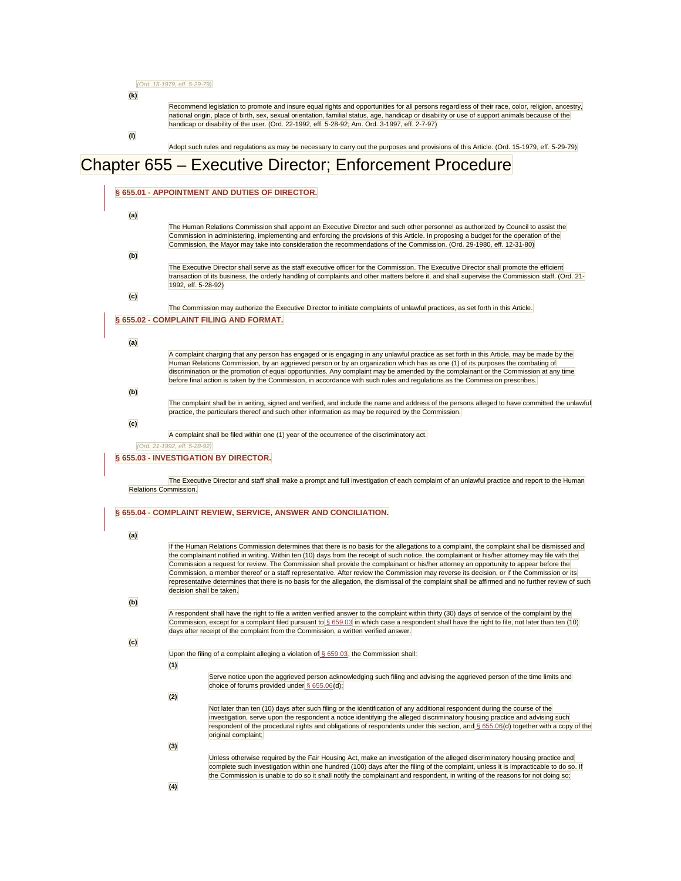(Ord. 15-1979, eff. 5-29-79)

**(k)**

Recommend legislation to promote and insure equal rights and opportunities for all persons regardless of their race, color, religion, ancestry, national origin, place of birth, sex, sexual orientation, familial status, age, handicap or disability or use of support animals because of the handicap or disability of the user. (Ord. 22-1992, eff. 5-28-92; Am. Ord. 3-1997, eff. 2-7-97)

**(l)**

Adopt such rules and regulations as may be necessary to carry out the purposes and provisions of this Article. (Ord. 15-1979, eff. 5-29-79)

# Chapter 655 – Executive Director; Enforcement Procedure

### § 655.01 - APPOINTMENT AND DUTIES OF DIRECTOR.

**(a)**

The Human Relations Commission shall appoint an Executive Director and such other personnel as authorized by Council to assist the Commission in administering, implementing and enforcing the provisions of this Article. In proposing a budget for the operation of the Commission, the Mayor may take into consideration the recommendations of the Commission. (Ord. 29-1980, eff. 12-31-80)

**(b)**

The Executive Director shall serve as the staff executive officer for the Commission. The Executive Director shall promote the efficient transaction of its business, the orderly handling of complaints and other matters before it, and shall supervise the Commission staff. (Ord. 21-1992, eff. 5-28-92)

**(c)**

The Commission may authorize the Executive Director to initiate complaints of unlawful practices, as set forth in this Article.

### § 655.02 - COMPLAINT FILING AND FORMAT.

**(a)**

A complaint charging that any person has engaged or is engaging in any unlawful practice as set forth in this Article, may be made by the Human Relations Commission, by an aggrieved person or by an organization which has as one (1) of its purposes the combating of discrimination or the promotion of equal opportunities. Any complaint may be amended by the complainant or the Commission at any time before final action is taken by the Commission, in accordance with such rules and regulations as the Commission prescribes.

**(b)**

The complaint shall be in writing, signed and verified, and include the name and address of the persons alleged to have committed the unlawful practice, the particulars thereof and such other information as may be required by the Commission.

**(c)**

A complaint shall be filed within one (1) year of the occurrence of the discriminatory act.

(Ord. 21-1992, eff. 5-28-92)

### § 655.03 - INVESTIGATION BY DIRECTOR.

The Executive Director and staff shall make a prompt and full investigation of each complaint of an unlawful practice and report to the Human Relations Commission.

### § 655.04 - COMPLAINT REVIEW, SERVICE, ANSWER AND CONCILIATION.

**(a)**

If the Human Relations Commission determines that there is no basis for the allegations to a complaint, the complaint shall be dismissed and the complainant notified in writing. Within ten (10) days from the receipt of such notice, the complainant or his/her attorney may file with the Commission a request for review. The Commission shall provide the complainant or his/her attorney an opportunity to appear before the Commission, a member thereof or a staff representative. After review the Commission may reverse its decision, or if the Commission or its representative determines that there is no basis for the allegation, the dismissal of the complaint shall be affirmed and no further review of such decision shall be taken.

**(b)**

A respondent shall have the right to file a written verified answer to the complaint within thirty (30) days of service of the complaint by the Commission, except for a complaint filed pursuant to § 659.03 in which case a respondent shall have the right to file, not later than ten (10) days after receipt of the complaint from the Commission, a written verified answer.

**(c)**

Upon the filing of a complaint alleging a violation of § 659.03, the Commission shall:

**(1)**

Serve notice upon the aggrieved person acknowledging such filing and advising the aggrieved person of the time limits and choice of forums provided under § 655.06(d);

**(2)**

Not later than ten (10) days after such filing or the identification of any additional respondent during the course of the investigation, serve upon the respondent a notice identifying the alleged discriminatory housing practice and advising such respondent of the procedural rights and obligations of respondents under this section, and § 655.06(d) together with a copy of the original complaint;

**(3)**

Unless otherwise required by the Fair Housing Act, make an investigation of the alleged discriminatory housing practice and complete such investigation within one hundred (100) days after the filing of the complaint, unless it is impracticable to do so. If the Commission is unable to do so it shall notify the complainant and respondent, in writing of the reasons for not doing so;

**(4)**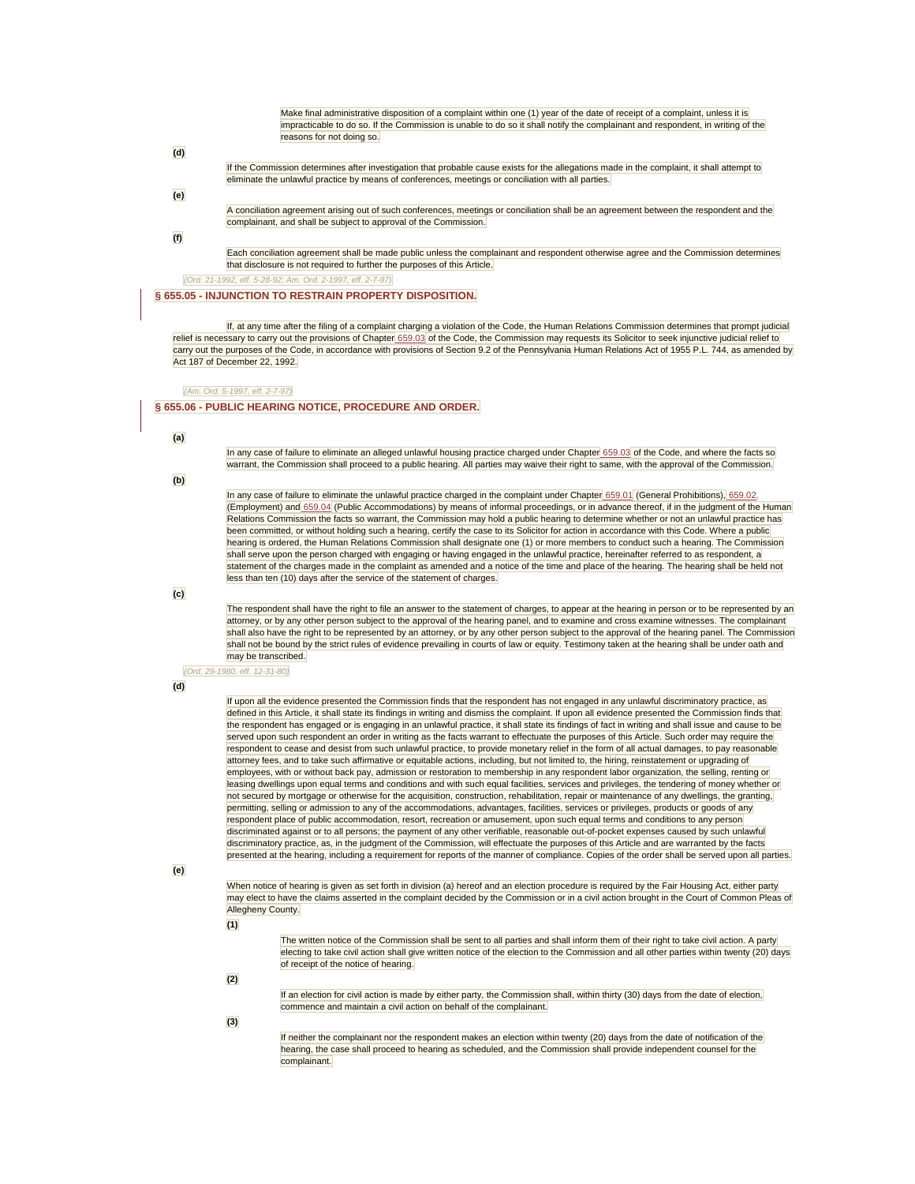Make final administrative disposition of a complaint within one (1) year of the date of receipt of a complaint, unless it is impracticable to do so. If the Commission is unable to do so it shall notify the complainant and respondent, in writing of the reasons for not doing so.

**(d)**

If the Commission determines after investigation that probable cause exists for the allegations made in the complaint, it shall attempt to eliminate the unlawful practice by means of conferences, meetings or conciliation with all parties.

**(e)**

A conciliation agreement arising out of such conferences, meetings or conciliation shall be an agreement between the respondent and the complainant, and shall be subject to approval of the Commission.

**(f)**

Each conciliation agreement shall be made public unless the complainant and respondent otherwise agree and the Commission determines that disclosure is not required to further the purposes of this Article.

*(Ord. 21-1992, eff. 5-28-92; Am. Ord. 2-1997, eff. 2-7-97)*

## § 655.05 - INJUNCTION TO RESTRAIN PROPERTY DISPOSITION.

If, at any time after the filing of a complaint charging a violation of the Code, the Human Relations Commission determines that prompt judicial relief is necessary to carry out the provisions of Chapter 659.03 of the Code, the Commission may requests its Solicitor to seek injunctive judicial relief to carry out the purposes of the Code, in accordance with provisions of Section 9.2 of the Pennsylvania Human Relations Act of 1955 P.L. 744, as amended by Act 187 of December 22, 1992.

*(Am. Ord. 5-1997, eff. 2-7-97)*

## § 655.06 - PUBLIC HEARING NOTICE, PROCEDURE AND ORDER.

**(a)**

In any case of failure to eliminate an alleged unlawful housing practice charged under Chapter 659.03 of the Code, and where the facts so warrant, the Commission shall proceed to a public hearing. All parties may waive their right to same, with the approval of the Commission.

**(b)**

In any case of failure to eliminate the unlawful practice charged in the complaint under Chapter 659.01 (General Prohibitions), 659.02 (Employment) and 659.04 (Public Accommodations) by means of informal proceedings, or in advance thereof, if in the judgment of the Human Relations Commission the facts so warrant, the Commission may hold a public hearing to determine whether or not an unlawful practice has been committed, or without holding such a hearing, certify the case to its Solicitor for action in accordance with this Code. Where a public hearing is ordered, the Human Relations Commission shall designate one (1) or more members to conduct such a hearing. The Commission shall serve upon the person charged with engaging or having engaged in the unlawful practice, hereinafter referred to as respondent, a statement of the charges made in the complaint as amended and a notice of the time and place of the hearing. The hearing shall be held not less than ten (10) days after the service of the statement of charges.

**(c)**

The respondent shall have the right to file an answer to the statement of charges, to appear at the hearing in person or to be represented by an attorney, or by any other person subject to the approval of the hearing panel, and to examine and cross examine witnesses. The complainant shall also have the right to be represented by an attorney, or by any other person subject to the approval of the hearing panel. The Commission shall not be bound by the strict rules of evidence prevailing in courts of law or equity. Testimony taken at the hearing shall be under oath and may be transcribed.

*(Ord. 29-1980, eff. 12-31-80)*

**(d)**

If upon all the evidence presented the Commission finds that the respondent has not engaged in any unlawful discriminatory practice, as defined in this Article, it shall state its findings in writing and dismiss the complaint. If upon all evidence presented the Commission finds that the respondent has engaged or is engaging in an unlawful practice, it shall state its findings of fact in writing and shall issue and cause to be served upon such respondent an order in writing as the facts warrant to effectuate the purposes of this Article. Such order may require the respondent to cease and desist from such unlawful practice, to provide monetary relief in the form of all actual damages, to pay reasonable attorney fees, and to take such affirmative or equitable actions, including, but not limited to, the hiring, reinstatement or upgrading of employees, with or without back pay, admission or restoration to membership in any respondent labor organization, the selling, renting or leasing dwellings upon equal terms and conditions and with such equal facilities, services and privileges, the tendering of money whether or not secured by mortgage or otherwise for the acquisition, construction, rehabilitation, repair or maintenance of any dwellings, the granting, permitting, selling or admission to any of the accommodations, advantages, facilities, services or privileges, products or goods of any respondent place of public accommodation, resort, recreation or amusement, upon such equal terms and conditions to any person discriminated against or to all persons; the payment of any other verifiable, reasonable out-of-pocket expenses caused by such unlawful discriminatory practice, as, in the judgment of the Commission, will effectuate the purposes of this Article and are warranted by the facts presented at the hearing, including a requirement for reports of the manner of compliance. Copies of the order shall be served upon all parties.

**(e)**

When notice of hearing is given as set forth in division (a) hereof and an election procedure is required by the Fair Housing Act, either party may elect to have the claims asserted in the complaint decided by the Commission or in a civil action brought in the Court of Common Pleas of Allegheny County.

**(1)**

The written notice of the Commission shall be sent to all parties and shall inform them of their right to take civil action. A party electing to take civil action shall give written notice of the election to the Commission and all other parties within twenty (20) days of receipt of the notice of hearing.

**(2)**

If an election for civil action is made by either party, the Commission shall, within thirty (30) days from the date of election, commence and maintain a civil action on behalf of the complainant.

**(3)**

If neither the complainant nor the respondent makes an election within twenty (20) days from the date of notification of the hearing, the case shall proceed to hearing as scheduled, and the Commission shall provide independent counsel for the complainant.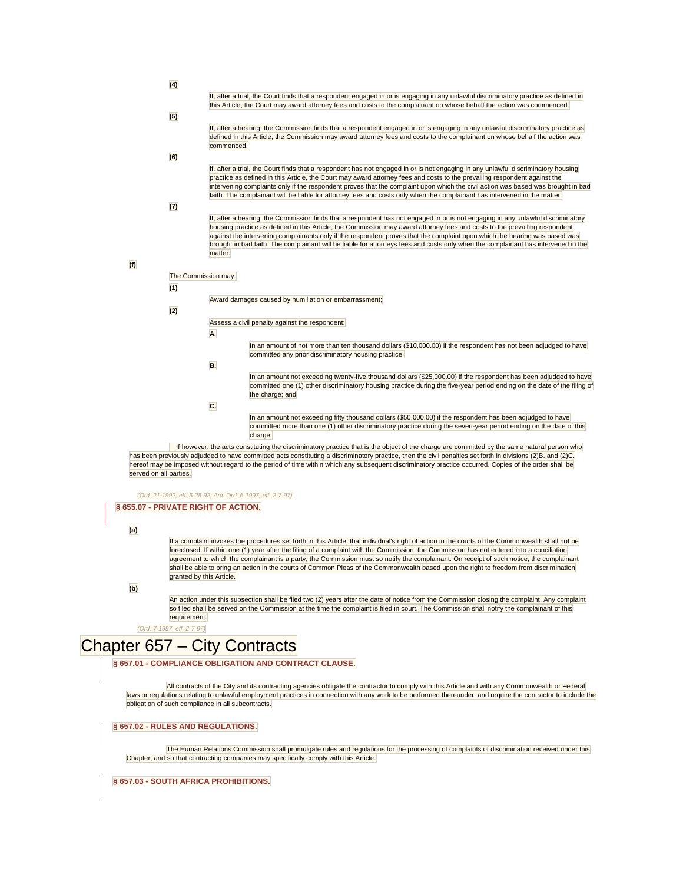**(4)**

If, after a trial, the Court finds that a respondent engaged in or is engaging in any unlawful discriminatory practice as defined in this Article, the Court may award attorney fees and costs to the complainant on whose behalf the action was commenced.

**(5)**

If, after a hearing, the Commission finds that a respondent engaged in or is engaging in any unlawful discriminatory practice as defined in this Article, the Commission may award attorney fees and costs to the complainant on whose behalf the action was commenced.

**(6)**

If, after a trial, the Court finds that a respondent has not engaged in or is not engaging in any unlawful discriminatory housing practice as defined in this Article, the Court may award attorney fees and costs to the prevailing respondent against the intervening complaints only if the respondent proves that the complaint upon which the civil action was based was brought in bad faith. The complainant will be liable for attorney fees and costs only when the complainant has intervened in the matter.

**(7)**

If, after a hearing, the Commission finds that a respondent has not engaged in or is not engaging in any unlawful discriminatory housing practice as defined in this Article, the Commission may award attorney fees and costs to the prevailing respondent against the intervening complainants only if the respondent proves that the complaint upon which the hearing was based was brought in bad faith. The complainant will be liable for attorneys fees and costs only when the complainant has intervened in the matter.

**(f)**

The Commission may:

**(1)**

Award damages caused by humiliation or embarrassment;

**(2)**

Assess a civil penalty against the respondent:

**A.**

In an amount of not more than ten thousand dollars ($10,000.00) if the respondent has not been adjudged to have committed any prior discriminatory housing practice.

**B.**

In an amount not exceeding twenty-five thousand dollars ($25,000.00) if the respondent has been adjudged to have committed one (1) other discriminatory housing practice during the five-year period ending on the date of the filing of the charge; and

**C.**

In an amount not exceeding fifty thousand dollars ($50,000.00) if the respondent has been adjudged to have committed more than one (1) other discriminatory practice during the seven-year period ending on the date of this charge.

If however, the acts constituting the discriminatory practice that is the object of the charge are committed by the same natural person who has been previously adjudged to have committed acts constituting a discriminatory practice, then the civil penalties set forth in divisions (2)B. and (2)C. hereof may be imposed without regard to the period of time within which any subsequent discriminatory practice occurred. Copies of the order shall be served on all parties.

*(Ord. 21-1992, eff. 5-28-92; Am. Ord. 6-1997, eff. 2-7-97)*

### § 655.07 - PRIVATE RIGHT OF ACTION.

**(a)**

If a complaint invokes the procedures set forth in this Article, that individual's right of action in the courts of the Commonwealth shall not be foreclosed. If within one (1) year after the filing of a complaint with the Commission, the Commission has not entered into a conciliation agreement to which the complainant is a party, the Commission must so notify the complainant. On receipt of such notice, the complainant shall be able to bring an action in the courts of Common Pleas of the Commonwealth based upon the right to freedom from discrimination granted by this Article.

**(b)**

An action under this subsection shall be filed two (2) years after the date of notice from the Commission closing the complaint. Any complaint so filed shall be served on the Commission at the time the complaint is filed in court. The Commission shall notify the complainant of this requirement.

*(Ord. 7-1997, eff. 2-7-97)*

# Chapter 657 – City Contracts

### § 657.01 - COMPLIANCE OBLIGATION AND CONTRACT CLAUSE.

All contracts of the City and its contracting agencies obligate the contractor to comply with this Article and with any Commonwealth or Federal laws or regulations relating to unlawful employment practices in connection with any work to be performed thereunder, and require the contractor to include the obligation of such compliance in all subcontracts.

### § 657.02 - RULES AND REGULATIONS.

The Human Relations Commission shall promulgate rules and regulations for the processing of complaints of discrimination received under this Chapter, and so that contracting companies may specifically comply with this Article.

### § 657.03 - SOUTH AFRICA PROHIBITIONS.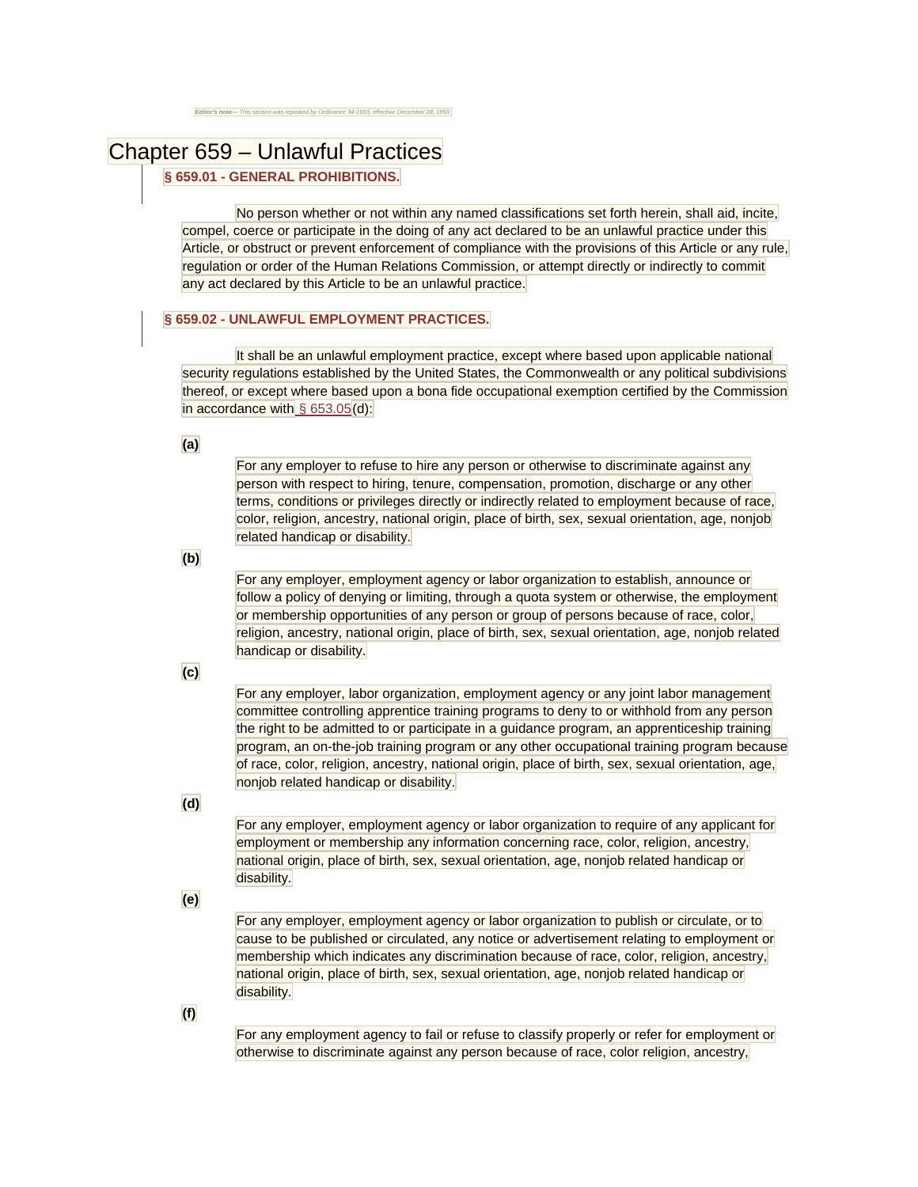*Editor's note— This section was repealed by Ordinance 34-1993, effective December 28, 1993.*

# Chapter 659 – Unlawful Practices

### § 659.01 - GENERAL PROHIBITIONS.

No person whether or not within any named classifications set forth herein, shall aid, incite, compel, coerce or participate in the doing of any act declared to be an unlawful practice under this Article, or obstruct or prevent enforcement of compliance with the provisions of this Article or any rule, regulation or order of the Human Relations Commission, or attempt directly or indirectly to commit any act declared by this Article to be an unlawful practice.

### § 659.02 - UNLAWFUL EMPLOYMENT PRACTICES.

It shall be an unlawful employment practice, except where based upon applicable national security regulations established by the United States, the Commonwealth or any political subdivisions thereof, or except where based upon a bona fide occupational exemption certified by the Commission in accordance with § 653.05(d):

**(a)**

For any employer to refuse to hire any person or otherwise to discriminate against any person with respect to hiring, tenure, compensation, promotion, discharge or any other terms, conditions or privileges directly or indirectly related to employment because of race, color, religion, ancestry, national origin, place of birth, sex, sexual orientation, age, nonjob related handicap or disability.

**(b)**

For any employer, employment agency or labor organization to establish, announce or follow a policy of denying or limiting, through a quota system or otherwise, the employment or membership opportunities of any person or group of persons because of race, color, religion, ancestry, national origin, place of birth, sex, sexual orientation, age, nonjob related handicap or disability.

**(c)**

For any employer, labor organization, employment agency or any joint labor management committee controlling apprentice training programs to deny to or withhold from any person the right to be admitted to or participate in a guidance program, an apprenticeship training program, an on-the-job training program or any other occupational training program because of race, color, religion, ancestry, national origin, place of birth, sex, sexual orientation, age, nonjob related handicap or disability.

**(d)**

For any employer, employment agency or labor organization to require of any applicant for employment or membership any information concerning race, color, religion, ancestry, national origin, place of birth, sex, sexual orientation, age, nonjob related handicap or disability.

**(e)**

For any employer, employment agency or labor organization to publish or circulate, or to cause to be published or circulated, any notice or advertisement relating to employment or membership which indicates any discrimination because of race, color, religion, ancestry, national origin, place of birth, sex, sexual orientation, age, nonjob related handicap or disability.

**(f)**

For any employment agency to fail or refuse to classify properly or refer for employment or otherwise to discriminate against any person because of race, color religion, ancestry,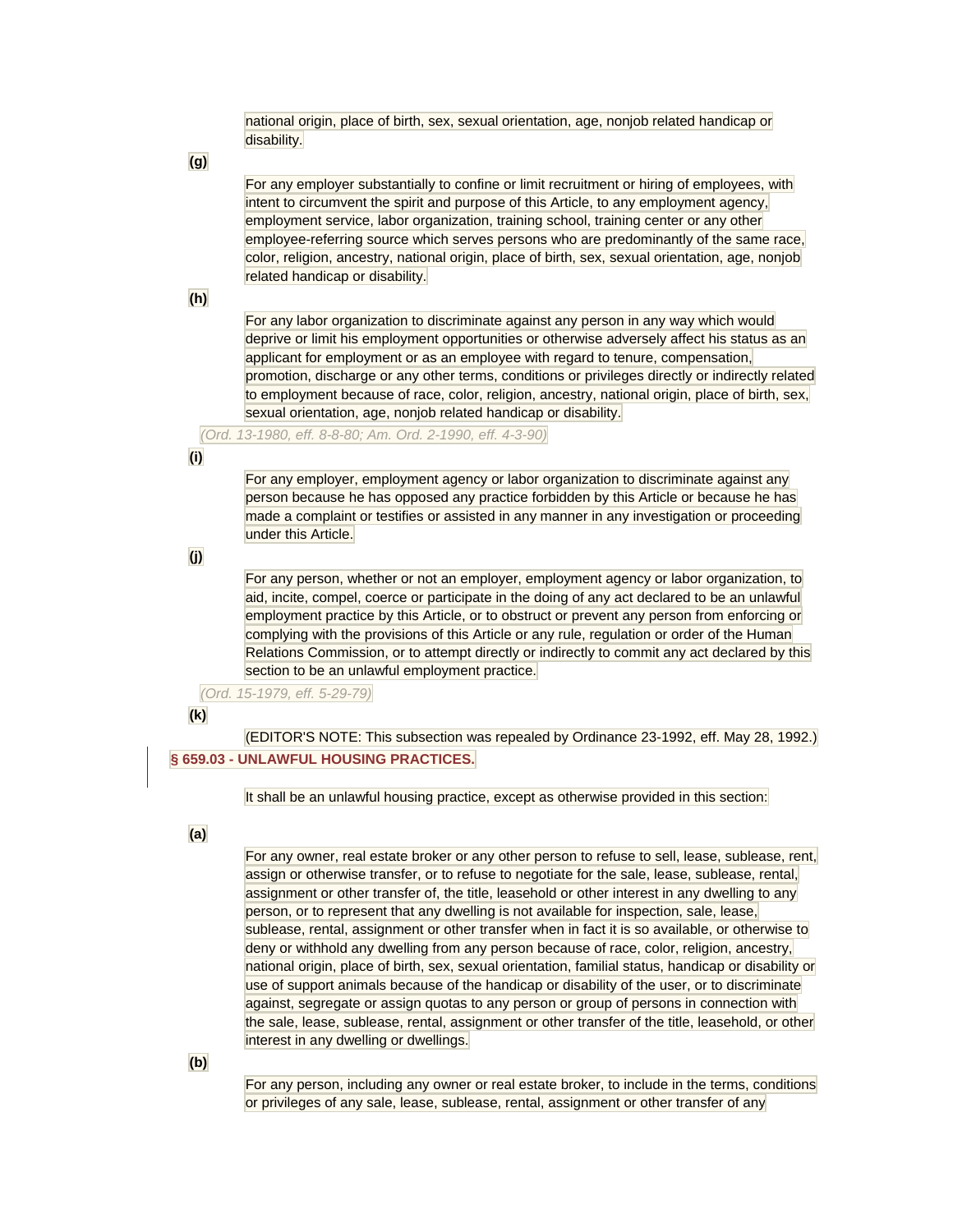national origin, place of birth, sex, sexual orientation, age, nonjob related handicap or disability.

**(g)**

For any employer substantially to confine or limit recruitment or hiring of employees, with intent to circumvent the spirit and purpose of this Article, to any employment agency, employment service, labor organization, training school, training center or any other employee-referring source which serves persons who are predominantly of the same race, color, religion, ancestry, national origin, place of birth, sex, sexual orientation, age, nonjob related handicap or disability.

**(h)**

For any labor organization to discriminate against any person in any way which would deprive or limit his employment opportunities or otherwise adversely affect his status as an applicant for employment or as an employee with regard to tenure, compensation, promotion, discharge or any other terms, conditions or privileges directly or indirectly related to employment because of race, color, religion, ancestry, national origin, place of birth, sex, sexual orientation, age, nonjob related handicap or disability.

*(Ord. 13-1980, eff. 8-8-80; Am. Ord. 2-1990, eff. 4-3-90)*

**(i)**

For any employer, employment agency or labor organization to discriminate against any person because he has opposed any practice forbidden by this Article or because he has made a complaint or testifies or assisted in any manner in any investigation or proceeding under this Article.

**(j)**

For any person, whether or not an employer, employment agency or labor organization, to aid, incite, compel, coerce or participate in the doing of any act declared to be an unlawful employment practice by this Article, or to obstruct or prevent any person from enforcing or complying with the provisions of this Article or any rule, regulation or order of the Human Relations Commission, or to attempt directly or indirectly to commit any act declared by this section to be an unlawful employment practice.

*(Ord. 15-1979, eff. 5-29-79)*

**(k)**

(EDITOR'S NOTE: This subsection was repealed by Ordinance 23-1992, eff. May 28, 1992.)

## § 659.03 - UNLAWFUL HOUSING PRACTICES.

It shall be an unlawful housing practice, except as otherwise provided in this section:

**(a)**

For any owner, real estate broker or any other person to refuse to sell, lease, sublease, rent, assign or otherwise transfer, or to refuse to negotiate for the sale, lease, sublease, rental, assignment or other transfer of, the title, leasehold or other interest in any dwelling to any person, or to represent that any dwelling is not available for inspection, sale, lease, sublease, rental, assignment or other transfer when in fact it is so available, or otherwise to deny or withhold any dwelling from any person because of race, color, religion, ancestry, national origin, place of birth, sex, sexual orientation, familial status, handicap or disability or use of support animals because of the handicap or disability of the user, or to discriminate against, segregate or assign quotas to any person or group of persons in connection with the sale, lease, sublease, rental, assignment or other transfer of the title, leasehold, or other interest in any dwelling or dwellings.

**(b)**

For any person, including any owner or real estate broker, to include in the terms, conditions or privileges of any sale, lease, sublease, rental, assignment or other transfer of any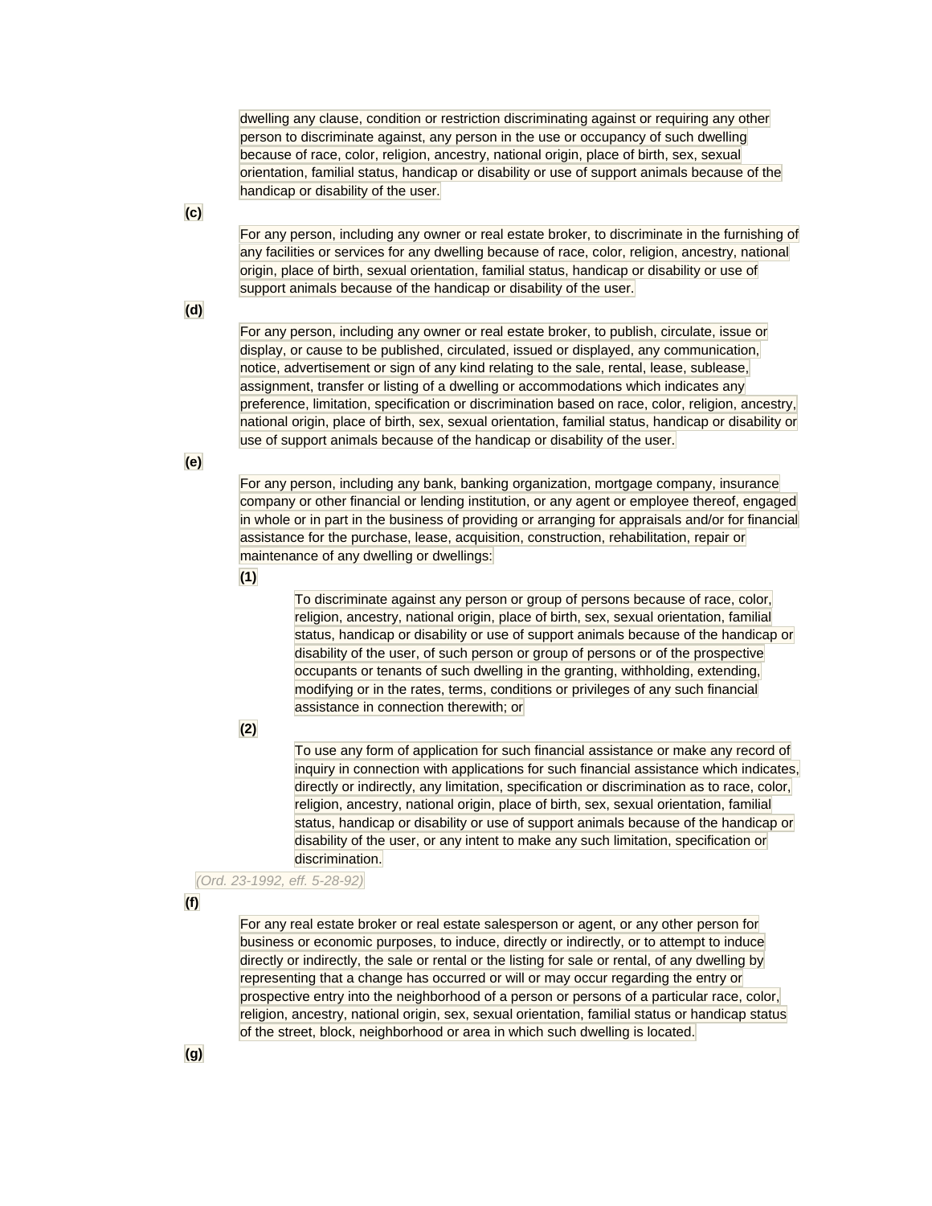dwelling any clause, condition or restriction discriminating against or requiring any other person to discriminate against, any person in the use or occupancy of such dwelling because of race, color, religion, ancestry, national origin, place of birth, sex, sexual orientation, familial status, handicap or disability or use of support animals because of the handicap or disability of the user.

**(c)**

For any person, including any owner or real estate broker, to discriminate in the furnishing of any facilities or services for any dwelling because of race, color, religion, ancestry, national origin, place of birth, sexual orientation, familial status, handicap or disability or use of support animals because of the handicap or disability of the user.

**(d)**

For any person, including any owner or real estate broker, to publish, circulate, issue or display, or cause to be published, circulated, issued or displayed, any communication, notice, advertisement or sign of any kind relating to the sale, rental, lease, sublease, assignment, transfer or listing of a dwelling or accommodations which indicates any preference, limitation, specification or discrimination based on race, color, religion, ancestry, national origin, place of birth, sex, sexual orientation, familial status, handicap or disability or use of support animals because of the handicap or disability of the user.

**(e)**

For any person, including any bank, banking organization, mortgage company, insurance company or other financial or lending institution, or any agent or employee thereof, engaged in whole or in part in the business of providing or arranging for appraisals and/or for financial assistance for the purchase, lease, acquisition, construction, rehabilitation, repair or maintenance of any dwelling or dwellings:

**(1)**

To discriminate against any person or group of persons because of race, color, religion, ancestry, national origin, place of birth, sex, sexual orientation, familial status, handicap or disability or use of support animals because of the handicap or disability of the user, of such person or group of persons or of the prospective occupants or tenants of such dwelling in the granting, withholding, extending, modifying or in the rates, terms, conditions or privileges of any such financial assistance in connection therewith; or

**(2)**

To use any form of application for such financial assistance or make any record of inquiry in connection with applications for such financial assistance which indicates, directly or indirectly, any limitation, specification or discrimination as to race, color, religion, ancestry, national origin, place of birth, sex, sexual orientation, familial status, handicap or disability or use of support animals because of the handicap or disability of the user, or any intent to make any such limitation, specification or discrimination.

*(Ord. 23-1992, eff. 5-28-92)*

**(f)**

For any real estate broker or real estate salesperson or agent, or any other person for business or economic purposes, to induce, directly or indirectly, or to attempt to induce directly or indirectly, the sale or rental or the listing for sale or rental, of any dwelling by representing that a change has occurred or will or may occur regarding the entry or prospective entry into the neighborhood of a person or persons of a particular race, color, religion, ancestry, national origin, sex, sexual orientation, familial status or handicap status of the street, block, neighborhood or area in which such dwelling is located.

**(g)**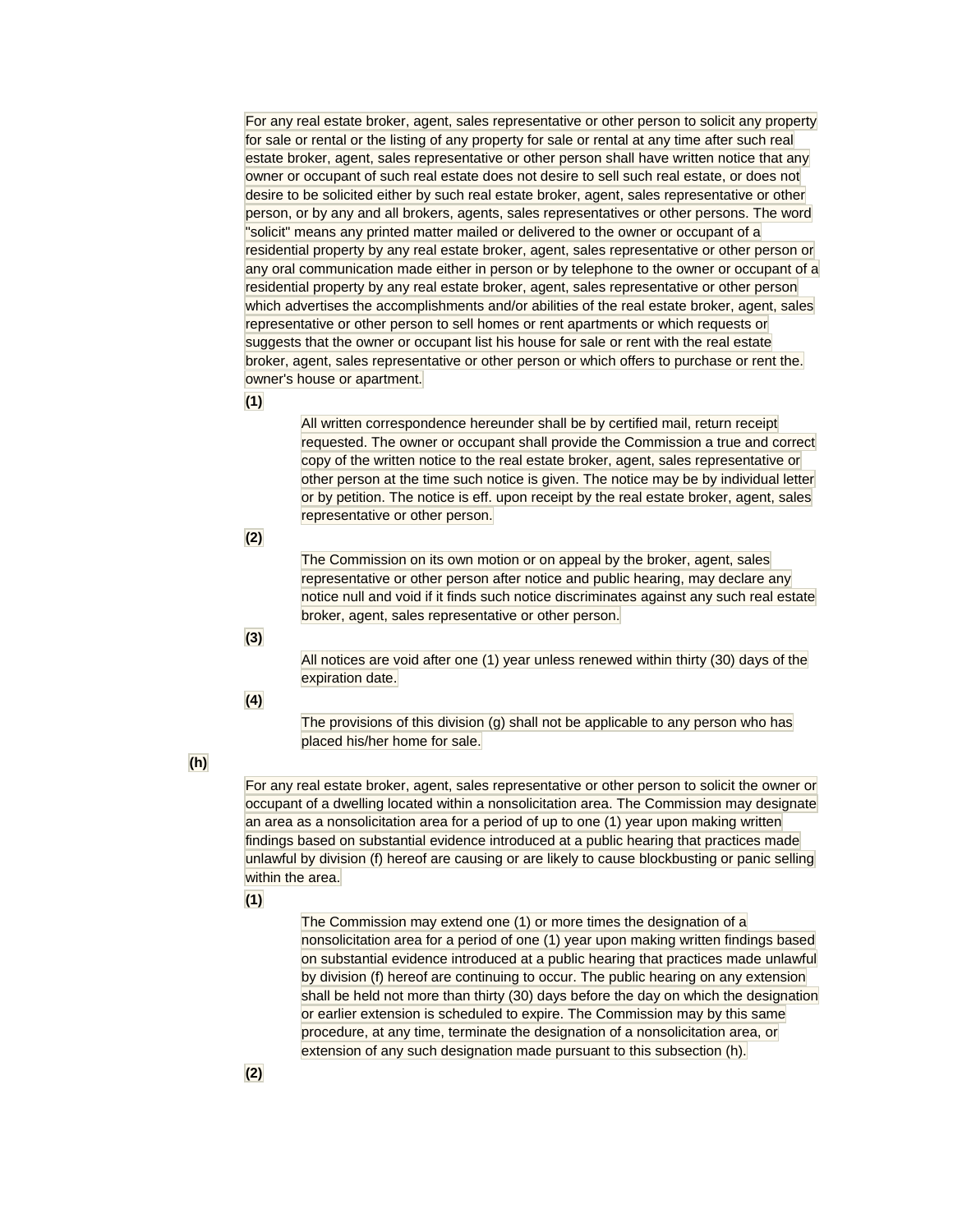For any real estate broker, agent, sales representative or other person to solicit any property for sale or rental or the listing of any property for sale or rental at any time after such real estate broker, agent, sales representative or other person shall have written notice that any owner or occupant of such real estate does not desire to sell such real estate, or does not desire to be solicited either by such real estate broker, agent, sales representative or other person, or by any and all brokers, agents, sales representatives or other persons. The word "solicit" means any printed matter mailed or delivered to the owner or occupant of a residential property by any real estate broker, agent, sales representative or other person or any oral communication made either in person or by telephone to the owner or occupant of a residential property by any real estate broker, agent, sales representative or other person which advertises the accomplishments and/or abilities of the real estate broker, agent, sales representative or other person to sell homes or rent apartments or which requests or suggests that the owner or occupant list his house for sale or rent with the real estate broker, agent, sales representative or other person or which offers to purchase or rent the. owner's house or apartment.

**(1)**

All written correspondence hereunder shall be by certified mail, return receipt requested. The owner or occupant shall provide the Commission a true and correct copy of the written notice to the real estate broker, agent, sales representative or other person at the time such notice is given. The notice may be by individual letter or by petition. The notice is eff. upon receipt by the real estate broker, agent, sales representative or other person.

**(2)**

The Commission on its own motion or on appeal by the broker, agent, sales representative or other person after notice and public hearing, may declare any notice null and void if it finds such notice discriminates against any such real estate broker, agent, sales representative or other person.

**(3)**

All notices are void after one (1) year unless renewed within thirty (30) days of the expiration date.

**(4)**

The provisions of this division (g) shall not be applicable to any person who has placed his/her home for sale.

**(h)**

For any real estate broker, agent, sales representative or other person to solicit the owner or occupant of a dwelling located within a nonsolicitation area. The Commission may designate an area as a nonsolicitation area for a period of up to one (1) year upon making written findings based on substantial evidence introduced at a public hearing that practices made unlawful by division (f) hereof are causing or are likely to cause blockbusting or panic selling within the area.

**(1)**

The Commission may extend one (1) or more times the designation of a nonsolicitation area for a period of one (1) year upon making written findings based on substantial evidence introduced at a public hearing that practices made unlawful by division (f) hereof are continuing to occur. The public hearing on any extension shall be held not more than thirty (30) days before the day on which the designation or earlier extension is scheduled to expire. The Commission may by this same procedure, at any time, terminate the designation of a nonsolicitation area, or extension of any such designation made pursuant to this subsection (h).

**(2)**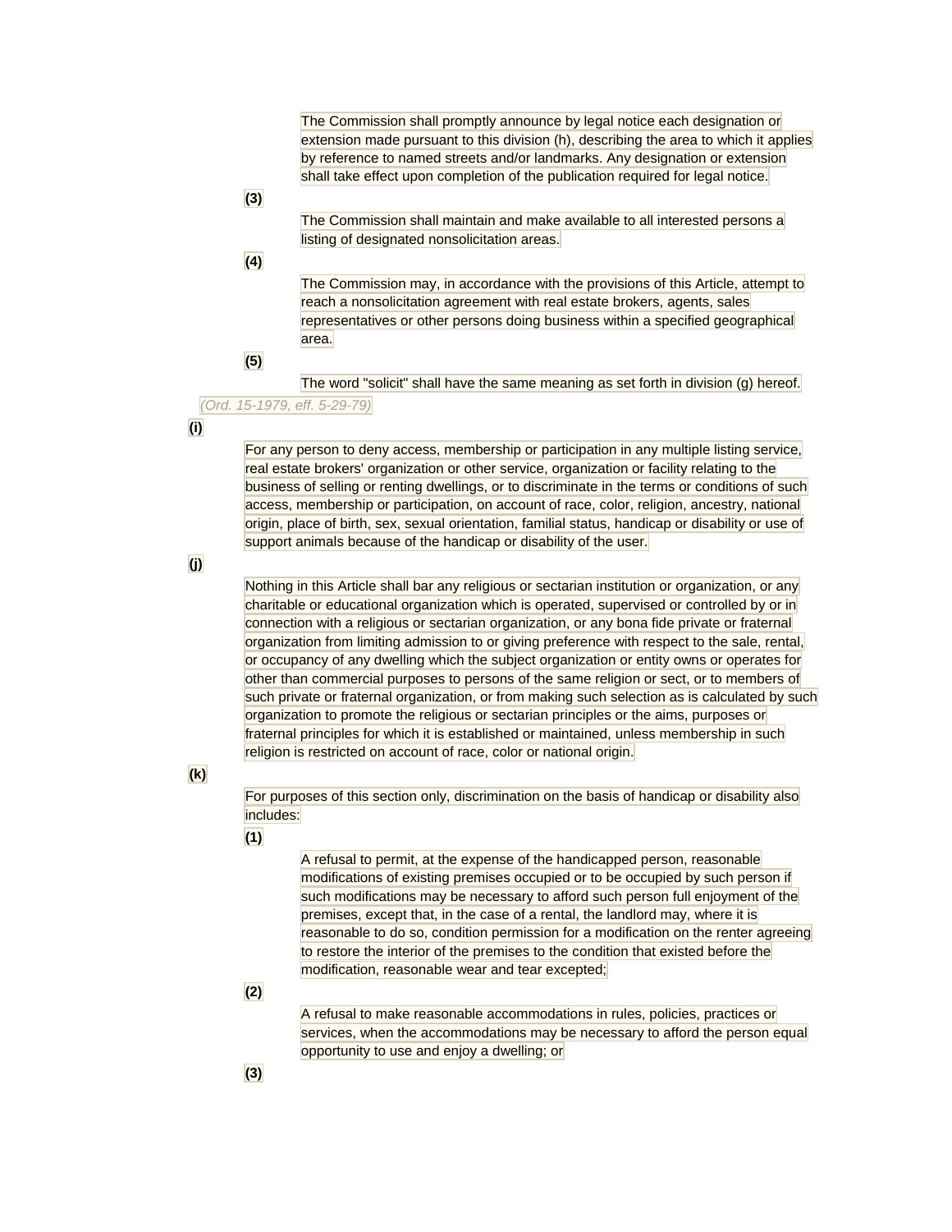The Commission shall promptly announce by legal notice each designation or extension made pursuant to this division (h), describing the area to which it applies by reference to named streets and/or landmarks. Any designation or extension shall take effect upon completion of the publication required for legal notice.

**(3)**

The Commission shall maintain and make available to all interested persons a listing of designated nonsolicitation areas.

**(4)**

The Commission may, in accordance with the provisions of this Article, attempt to reach a nonsolicitation agreement with real estate brokers, agents, sales representatives or other persons doing business within a specified geographical area.

**(5)**

The word "solicit" shall have the same meaning as set forth in division (g) hereof.

*(Ord. 15-1979, eff. 5-29-79)*

**(i)**

For any person to deny access, membership or participation in any multiple listing service, real estate brokers' organization or other service, organization or facility relating to the business of selling or renting dwellings, or to discriminate in the terms or conditions of such access, membership or participation, on account of race, color, religion, ancestry, national origin, place of birth, sex, sexual orientation, familial status, handicap or disability or use of support animals because of the handicap or disability of the user.

**(j)**

Nothing in this Article shall bar any religious or sectarian institution or organization, or any charitable or educational organization which is operated, supervised or controlled by or in connection with a religious or sectarian organization, or any bona fide private or fraternal organization from limiting admission to or giving preference with respect to the sale, rental, or occupancy of any dwelling which the subject organization or entity owns or operates for other than commercial purposes to persons of the same religion or sect, or to members of such private or fraternal organization, or from making such selection as is calculated by such organization to promote the religious or sectarian principles or the aims, purposes or fraternal principles for which it is established or maintained, unless membership in such religion is restricted on account of race, color or national origin.

**(k)**

For purposes of this section only, discrimination on the basis of handicap or disability also includes:

**(1)**

A refusal to permit, at the expense of the handicapped person, reasonable modifications of existing premises occupied or to be occupied by such person if such modifications may be necessary to afford such person full enjoyment of the premises, except that, in the case of a rental, the landlord may, where it is reasonable to do so, condition permission for a modification on the renter agreeing to restore the interior of the premises to the condition that existed before the modification, reasonable wear and tear excepted;

**(2)**

A refusal to make reasonable accommodations in rules, policies, practices or services, when the accommodations may be necessary to afford the person equal opportunity to use and enjoy a dwelling; or

**(3)**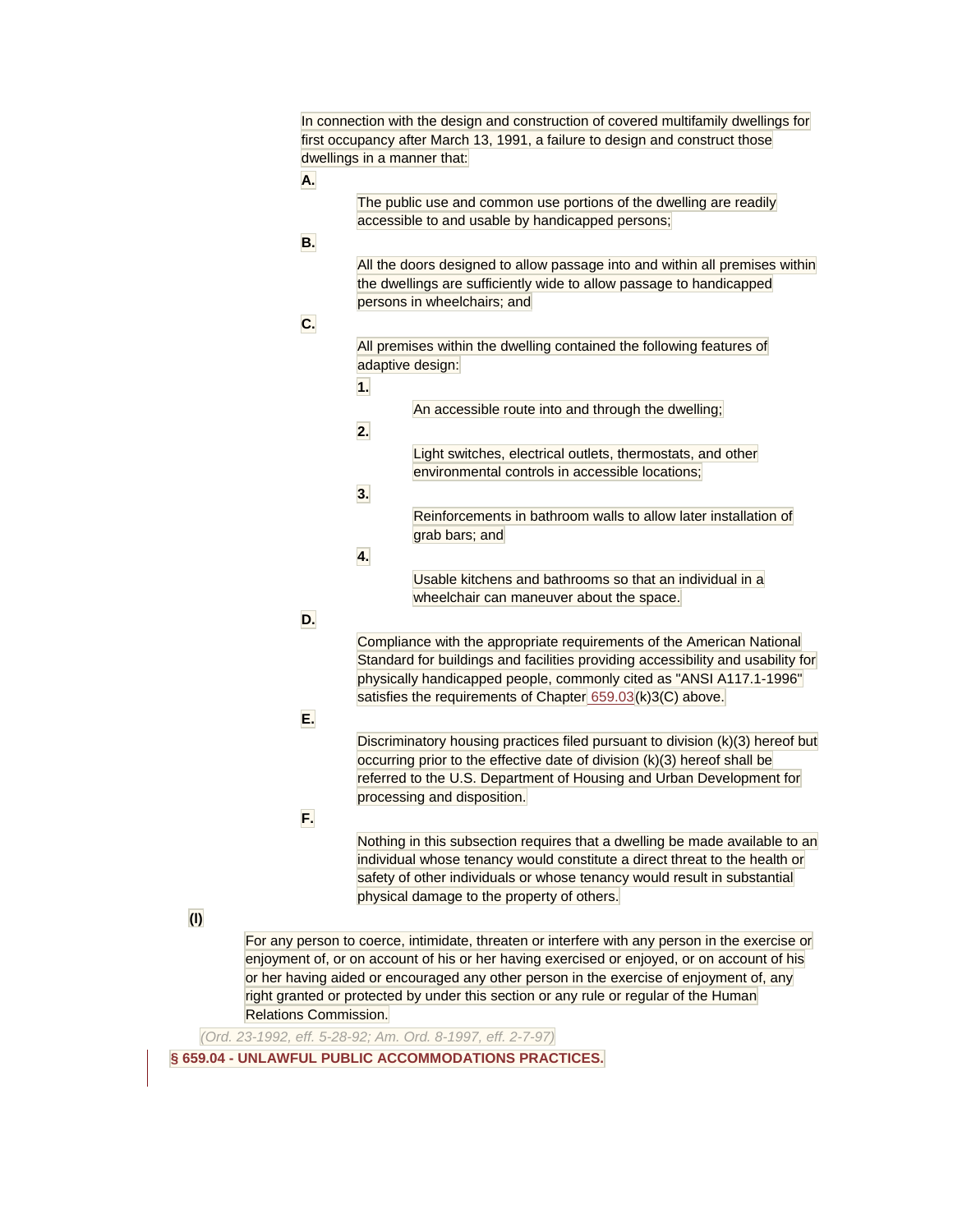In connection with the design and construction of covered multifamily dwellings for first occupancy after March 13, 1991, a failure to design and construct those dwellings in a manner that:

**A.**

The public use and common use portions of the dwelling are readily accessible to and usable by handicapped persons;

**B.**

All the doors designed to allow passage into and within all premises within the dwellings are sufficiently wide to allow passage to handicapped persons in wheelchairs; and

**C.**

All premises within the dwelling contained the following features of adaptive design:

**1.**

An accessible route into and through the dwelling;

**2.**

Light switches, electrical outlets, thermostats, and other environmental controls in accessible locations;

**3.**

Reinforcements in bathroom walls to allow later installation of grab bars; and

**4.**

Usable kitchens and bathrooms so that an individual in a wheelchair can maneuver about the space.

**D.**

Compliance with the appropriate requirements of the American National Standard for buildings and facilities providing accessibility and usability for physically handicapped people, commonly cited as "ANSI A117.1-1996" satisfies the requirements of Chapter 659.03(k)3(C) above.

**E.**

Discriminatory housing practices filed pursuant to division (k)(3) hereof but occurring prior to the effective date of division (k)(3) hereof shall be referred to the U.S. Department of Housing and Urban Development for processing and disposition.

**F.**

Nothing in this subsection requires that a dwelling be made available to an individual whose tenancy would constitute a direct threat to the health or safety of other individuals or whose tenancy would result in substantial physical damage to the property of others.

**(l)**

For any person to coerce, intimidate, threaten or interfere with any person in the exercise or enjoyment of, or on account of his or her having exercised or enjoyed, or on account of his or her having aided or encouraged any other person in the exercise of enjoyment of, any right granted or protected by under this section or any rule or regular of the Human Relations Commission.

*(Ord. 23-1992, eff. 5-28-92; Am. Ord. 8-1997, eff. 2-7-97)*

## § 659.04 - UNLAWFUL PUBLIC ACCOMMODATIONS PRACTICES.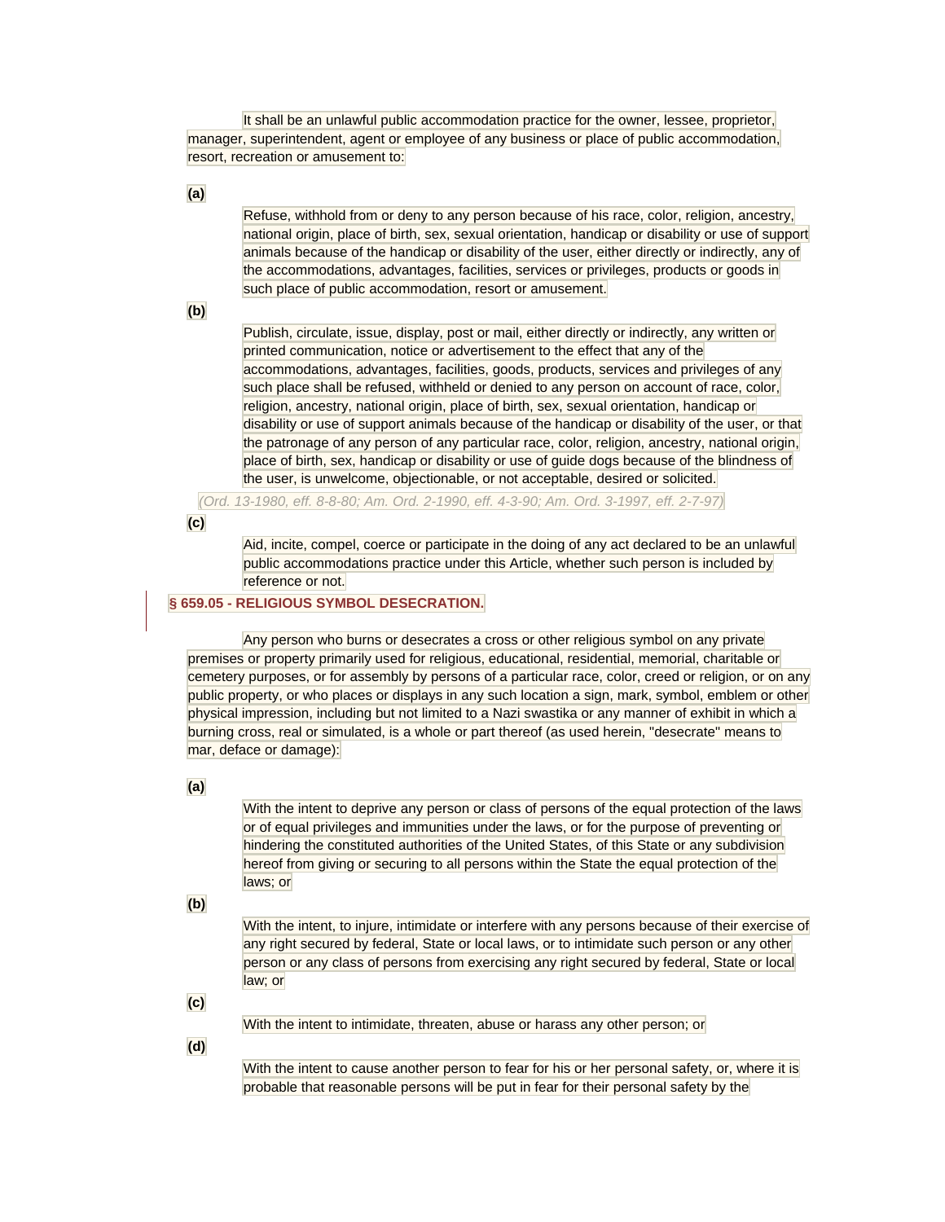It shall be an unlawful public accommodation practice for the owner, lessee, proprietor, manager, superintendent, agent or employee of any business or place of public accommodation, resort, recreation or amusement to:

**(a)**

Refuse, withhold from or deny to any person because of his race, color, religion, ancestry, national origin, place of birth, sex, sexual orientation, handicap or disability or use of support animals because of the handicap or disability of the user, either directly or indirectly, any of the accommodations, advantages, facilities, services or privileges, products or goods in such place of public accommodation, resort or amusement.

**(b)**

Publish, circulate, issue, display, post or mail, either directly or indirectly, any written or printed communication, notice or advertisement to the effect that any of the accommodations, advantages, facilities, goods, products, services and privileges of any such place shall be refused, withheld or denied to any person on account of race, color, religion, ancestry, national origin, place of birth, sex, sexual orientation, handicap or disability or use of support animals because of the handicap or disability of the user, or that the patronage of any person of any particular race, color, religion, ancestry, national origin, place of birth, sex, handicap or disability or use of guide dogs because of the blindness of the user, is unwelcome, objectionable, or not acceptable, desired or solicited.

*(Ord. 13-1980, eff. 8-8-80; Am. Ord. 2-1990, eff. 4-3-90; Am. Ord. 3-1997, eff. 2-7-97)*

**(c)**

Aid, incite, compel, coerce or participate in the doing of any act declared to be an unlawful public accommodations practice under this Article, whether such person is included by reference or not.

## § 659.05 - RELIGIOUS SYMBOL DESECRATION.

Any person who burns or desecrates a cross or other religious symbol on any private premises or property primarily used for religious, educational, residential, memorial, charitable or cemetery purposes, or for assembly by persons of a particular race, color, creed or religion, or on any public property, or who places or displays in any such location a sign, mark, symbol, emblem or other physical impression, including but not limited to a Nazi swastika or any manner of exhibit in which a burning cross, real or simulated, is a whole or part thereof (as used herein, "desecrate" means to mar, deface or damage):

**(a)**

With the intent to deprive any person or class of persons of the equal protection of the laws or of equal privileges and immunities under the laws, or for the purpose of preventing or hindering the constituted authorities of the United States, of this State or any subdivision hereof from giving or securing to all persons within the State the equal protection of the laws; or

**(b)**

With the intent, to injure, intimidate or interfere with any persons because of their exercise of any right secured by federal, State or local laws, or to intimidate such person or any other person or any class of persons from exercising any right secured by federal, State or local law; or

**(c)**

With the intent to intimidate, threaten, abuse or harass any other person; or

**(d)**

With the intent to cause another person to fear for his or her personal safety, or, where it is probable that reasonable persons will be put in fear for their personal safety by the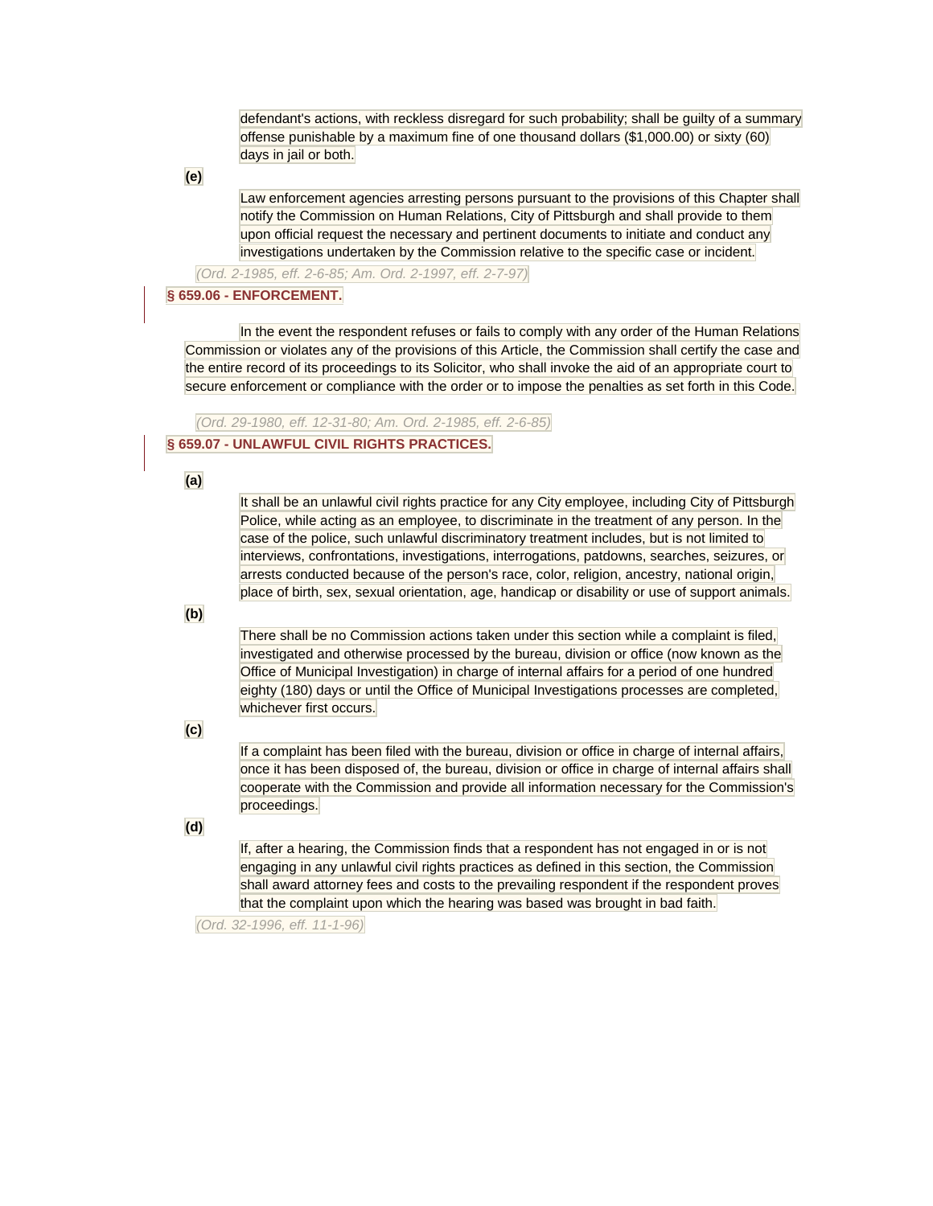defendant's actions, with reckless disregard for such probability; shall be guilty of a summary offense punishable by a maximum fine of one thousand dollars ($1,000.00) or sixty (60) days in jail or both.

**(e)**

Law enforcement agencies arresting persons pursuant to the provisions of this Chapter shall notify the Commission on Human Relations, City of Pittsburgh and shall provide to them upon official request the necessary and pertinent documents to initiate and conduct any investigations undertaken by the Commission relative to the specific case or incident.

*(Ord. 2-1985, eff. 2-6-85; Am. Ord. 2-1997, eff. 2-7-97)*

### § 659.06 - ENFORCEMENT.

In the event the respondent refuses or fails to comply with any order of the Human Relations Commission or violates any of the provisions of this Article, the Commission shall certify the case and the entire record of its proceedings to its Solicitor, who shall invoke the aid of an appropriate court to secure enforcement or compliance with the order or to impose the penalties as set forth in this Code.

*(Ord. 29-1980, eff. 12-31-80; Am. Ord. 2-1985, eff. 2-6-85)*

### § 659.07 - UNLAWFUL CIVIL RIGHTS PRACTICES.

**(a)**

It shall be an unlawful civil rights practice for any City employee, including City of Pittsburgh Police, while acting as an employee, to discriminate in the treatment of any person. In the case of the police, such unlawful discriminatory treatment includes, but is not limited to interviews, confrontations, investigations, interrogations, patdowns, searches, seizures, or arrests conducted because of the person's race, color, religion, ancestry, national origin, place of birth, sex, sexual orientation, age, handicap or disability or use of support animals.

**(b)**

There shall be no Commission actions taken under this section while a complaint is filed, investigated and otherwise processed by the bureau, division or office (now known as the Office of Municipal Investigation) in charge of internal affairs for a period of one hundred eighty (180) days or until the Office of Municipal Investigations processes are completed, whichever first occurs.

**(c)**

If a complaint has been filed with the bureau, division or office in charge of internal affairs, once it has been disposed of, the bureau, division or office in charge of internal affairs shall cooperate with the Commission and provide all information necessary for the Commission's proceedings.

**(d)**

If, after a hearing, the Commission finds that a respondent has not engaged in or is not engaging in any unlawful civil rights practices as defined in this section, the Commission shall award attorney fees and costs to the prevailing respondent if the respondent proves that the complaint upon which the hearing was based was brought in bad faith.

*(Ord. 32-1996, eff. 11-1-96)*